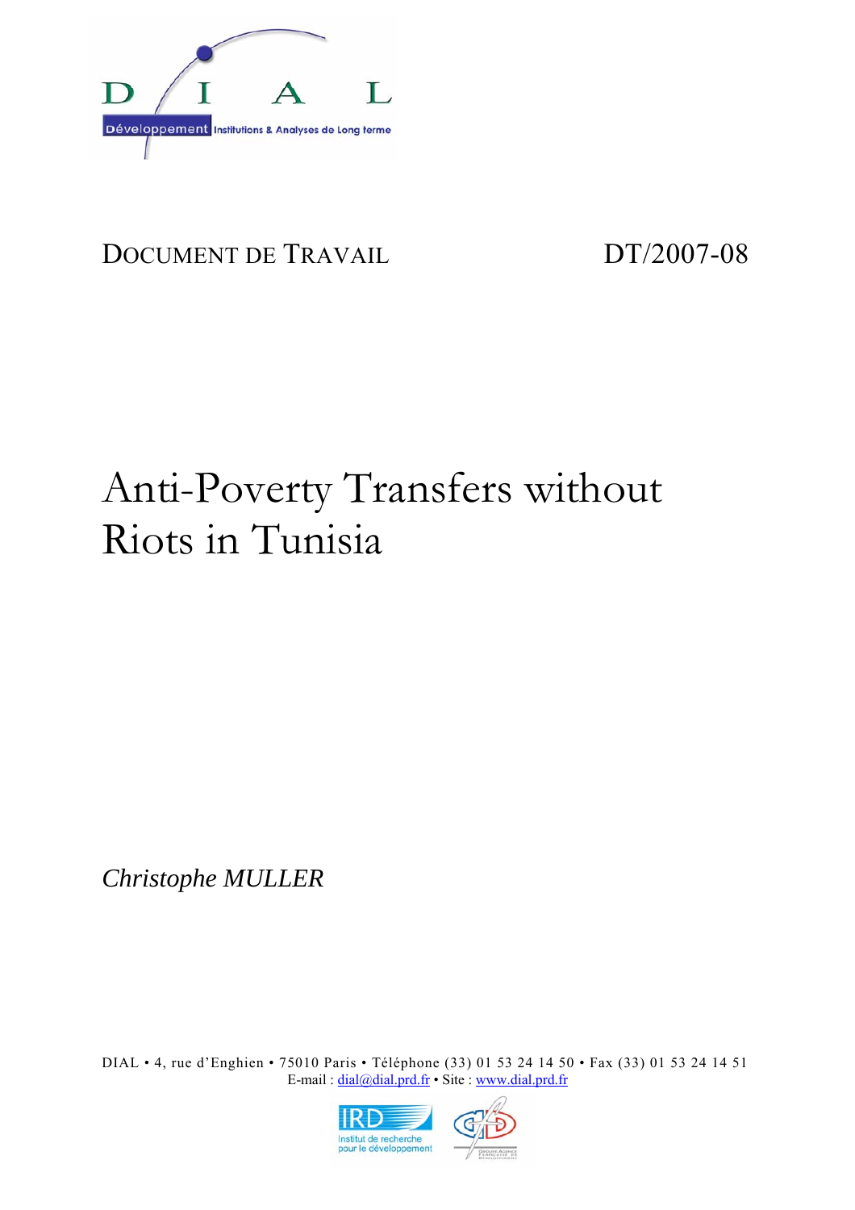DIAL

Développement Institutions & Analyses de Long terme

DOCUMENT DE TRAVAIL DT/2007-08

# Anti-Poverty Transfers without Riots in Tunisia

*Christophe MULLER*

DIAL • 4, rue d'Enghien • 75010 Paris • Téléphone (33) 01 53 24 14 50 • Fax (33) 01 53 24 14 51
E-mail : dial@dial.prd.fr • Site : www.dial.prd.fr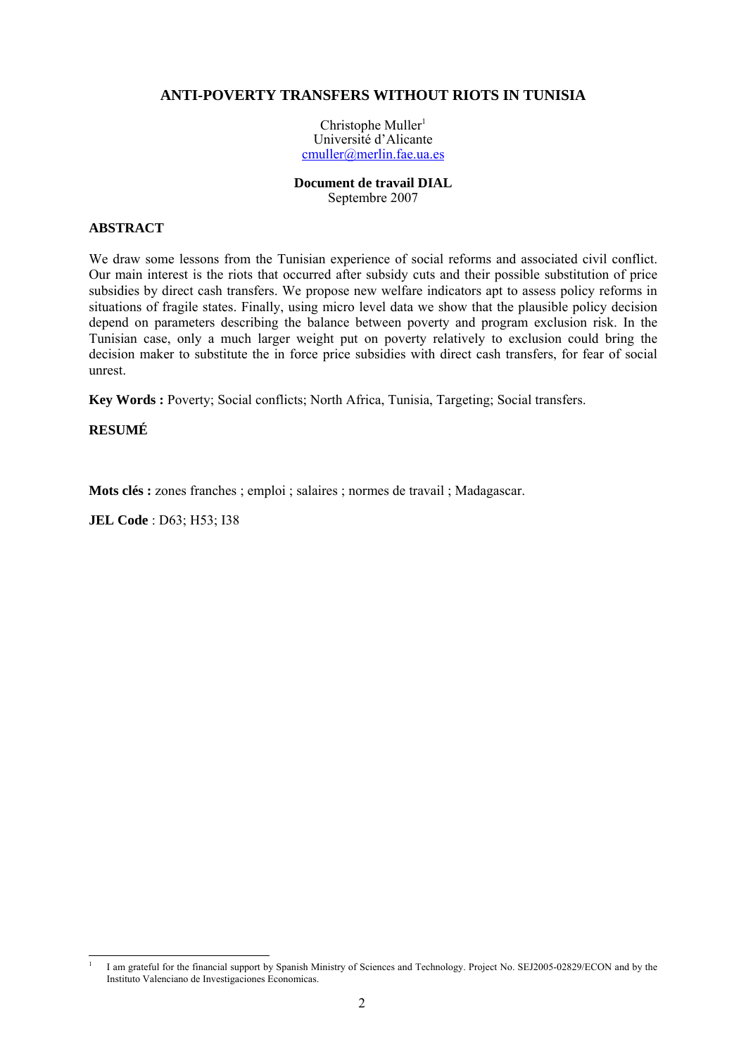# ANTI-POVERTY TRANSFERS WITHOUT RIOTS IN TUNISIA

Christophe Muller[1]
Université d'Alicante
cmuller@merlin.fae.ua.es

**Document de travail DIAL**
Septembre 2007

## ABSTRACT

We draw some lessons from the Tunisian experience of social reforms and associated civil conflict. Our main interest is the riots that occurred after subsidy cuts and their possible substitution of price subsidies by direct cash transfers. We propose new welfare indicators apt to assess policy reforms in situations of fragile states. Finally, using micro level data we show that the plausible policy decision depend on parameters describing the balance between poverty and program exclusion risk. In the Tunisian case, only a much larger weight put on poverty relatively to exclusion could bring the decision maker to substitute the in force price subsidies with direct cash transfers, for fear of social unrest.

**Key Words :** Poverty; Social conflicts; North Africa, Tunisia, Targeting; Social transfers.

## RESUMÉ

**Mots clés :** zones franches ; emploi ; salaires ; normes de travail ; Madagascar.

**JEL Code** : D63; H53; I38

---

[1] I am grateful for the financial support by Spanish Ministry of Sciences and Technology. Project No. SEJ2005-02829/ECON and by the Instituto Valenciano de Investigaciones Economicas.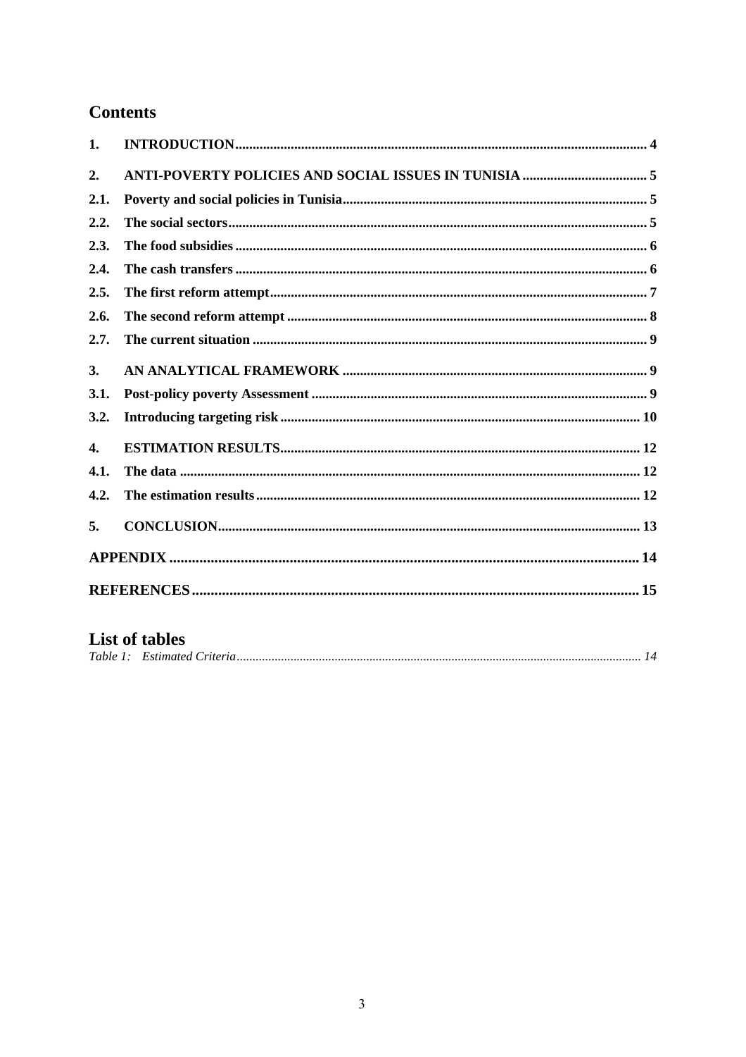## Contents

1. INTRODUCTION ........................................ 4
2. ANTI-POVERTY POLICIES AND SOCIAL ISSUES IN TUNISIA ........................................ 5
   - 2.1. Poverty and social policies in Tunisia ........................................ 5
   - 2.2. The social sectors ........................................ 5
   - 2.3. The food subsidies ........................................ 6
   - 2.4. The cash transfers ........................................ 6
   - 2.5. The first reform attempt ........................................ 7
   - 2.6. The second reform attempt ........................................ 8
   - 2.7. The current situation ........................................ 9
3. AN ANALYTICAL FRAMEWORK ........................................ 9
   - 3.1. Post-policy poverty Assessment ........................................ 9
   - 3.2. Introducing targeting risk ........................................ 10
4. ESTIMATION RESULTS ........................................ 12
   - 4.1. The data ........................................ 12
   - 4.2. The estimation results ........................................ 12
5. CONCLUSION ........................................ 13

APPENDIX ........................................ 14

REFERENCES ........................................ 15

## List of tables

*Table 1: Estimated Criteria* ........................................ 14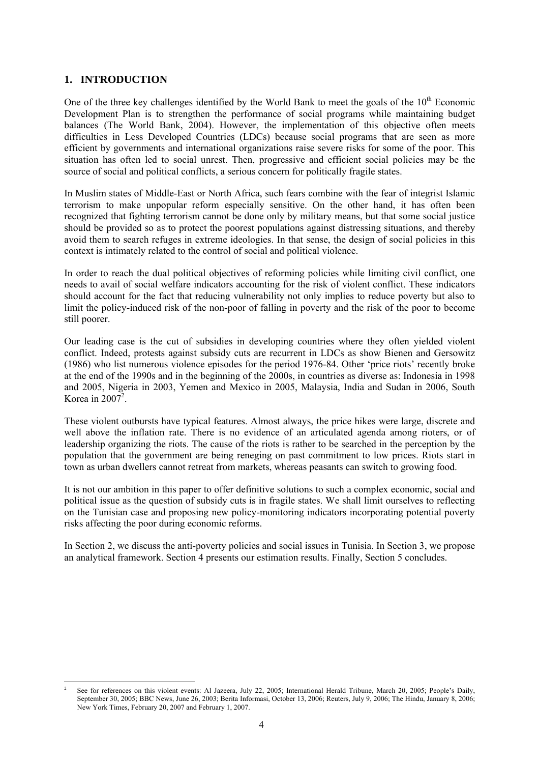## 1. INTRODUCTION

One of the three key challenges identified by the World Bank to meet the goals of the 10th Economic Development Plan is to strengthen the performance of social programs while maintaining budget balances (The World Bank, 2004). However, the implementation of this objective often meets difficulties in Less Developed Countries (LDCs) because social programs that are seen as more efficient by governments and international organizations raise severe risks for some of the poor. This situation has often led to social unrest. Then, progressive and efficient social policies may be the source of social and political conflicts, a serious concern for politically fragile states.

In Muslim states of Middle-East or North Africa, such fears combine with the fear of integrist Islamic terrorism to make unpopular reform especially sensitive. On the other hand, it has often been recognized that fighting terrorism cannot be done only by military means, but that some social justice should be provided so as to protect the poorest populations against distressing situations, and thereby avoid them to search refuges in extreme ideologies. In that sense, the design of social policies in this context is intimately related to the control of social and political violence.

In order to reach the dual political objectives of reforming policies while limiting civil conflict, one needs to avail of social welfare indicators accounting for the risk of violent conflict. These indicators should account for the fact that reducing vulnerability not only implies to reduce poverty but also to limit the policy-induced risk of the non-poor of falling in poverty and the risk of the poor to become still poorer.

Our leading case is the cut of subsidies in developing countries where they often yielded violent conflict. Indeed, protests against subsidy cuts are recurrent in LDCs as show Bienen and Gersowitz (1986) who list numerous violence episodes for the period 1976-84. Other 'price riots' recently broke at the end of the 1990s and in the beginning of the 2000s, in countries as diverse as: Indonesia in 1998 and 2005, Nigeria in 2003, Yemen and Mexico in 2005, Malaysia, India and Sudan in 2006, South Korea in 2007[2].

These violent outbursts have typical features. Almost always, the price hikes were large, discrete and well above the inflation rate. There is no evidence of an articulated agenda among rioters, or of leadership organizing the riots. The cause of the riots is rather to be searched in the perception by the population that the government are being reneging on past commitment to low prices. Riots start in town as urban dwellers cannot retreat from markets, whereas peasants can switch to growing food.

It is not our ambition in this paper to offer definitive solutions to such a complex economic, social and political issue as the question of subsidy cuts is in fragile states. We shall limit ourselves to reflecting on the Tunisian case and proposing new policy-monitoring indicators incorporating potential poverty risks affecting the poor during economic reforms.

In Section 2, we discuss the anti-poverty policies and social issues in Tunisia. In Section 3, we propose an analytical framework. Section 4 presents our estimation results. Finally, Section 5 concludes.

---

[2] See for references on this violent events: Al Jazeera, July 22, 2005; International Herald Tribune, March 20, 2005; People's Daily, September 30, 2005; BBC News, June 26, 2003; Berita Informasi, October 13, 2006; Reuters, July 9, 2006; The Hindu, January 8, 2006; New York Times, February 20, 2007 and February 1, 2007.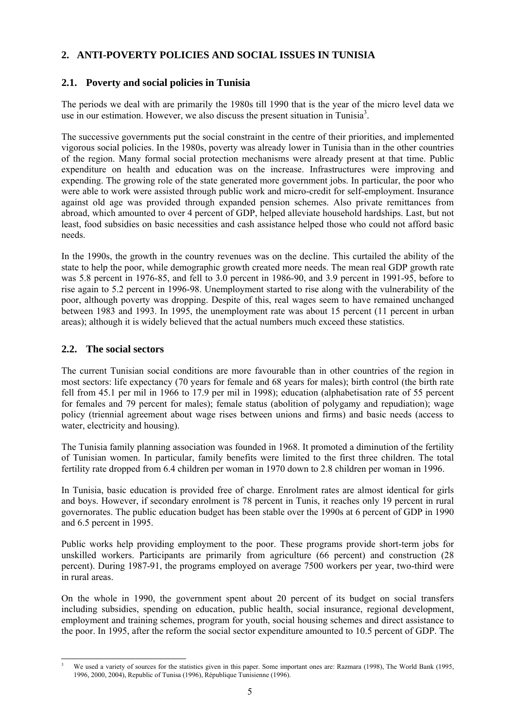## 2. ANTI-POVERTY POLICIES AND SOCIAL ISSUES IN TUNISIA

### 2.1. Poverty and social policies in Tunisia

The periods we deal with are primarily the 1980s till 1990 that is the year of the micro level data we use in our estimation. However, we also discuss the present situation in Tunisia[3].

The successive governments put the social constraint in the centre of their priorities, and implemented vigorous social policies. In the 1980s, poverty was already lower in Tunisia than in the other countries of the region. Many formal social protection mechanisms were already present at that time. Public expenditure on health and education was on the increase. Infrastructures were improving and expending. The growing role of the state generated more government jobs. In particular, the poor who were able to work were assisted through public work and micro-credit for self-employment. Insurance against old age was provided through expanded pension schemes. Also private remittances from abroad, which amounted to over 4 percent of GDP, helped alleviate household hardships. Last, but not least, food subsidies on basic necessities and cash assistance helped those who could not afford basic needs.

In the 1990s, the growth in the country revenues was on the decline. This curtailed the ability of the state to help the poor, while demographic growth created more needs. The mean real GDP growth rate was 5.8 percent in 1976-85, and fell to 3.0 percent in 1986-90, and 3.9 percent in 1991-95, before to rise again to 5.2 percent in 1996-98. Unemployment started to rise along with the vulnerability of the poor, although poverty was dropping. Despite of this, real wages seem to have remained unchanged between 1983 and 1993. In 1995, the unemployment rate was about 15 percent (11 percent in urban areas); although it is widely believed that the actual numbers much exceed these statistics.

### 2.2. The social sectors

The current Tunisian social conditions are more favourable than in other countries of the region in most sectors: life expectancy (70 years for female and 68 years for males); birth control (the birth rate fell from 45.1 per mil in 1966 to 17.9 per mil in 1998); education (alphabetisation rate of 55 percent for females and 79 percent for males); female status (abolition of polygamy and repudiation); wage policy (triennial agreement about wage rises between unions and firms) and basic needs (access to water, electricity and housing).

The Tunisia family planning association was founded in 1968. It promoted a diminution of the fertility of Tunisian women. In particular, family benefits were limited to the first three children. The total fertility rate dropped from 6.4 children per woman in 1970 down to 2.8 children per woman in 1996.

In Tunisia, basic education is provided free of charge. Enrolment rates are almost identical for girls and boys. However, if secondary enrolment is 78 percent in Tunis, it reaches only 19 percent in rural governorates. The public education budget has been stable over the 1990s at 6 percent of GDP in 1990 and 6.5 percent in 1995.

Public works help providing employment to the poor. These programs provide short-term jobs for unskilled workers. Participants are primarily from agriculture (66 percent) and construction (28 percent). During 1987-91, the programs employed on average 7500 workers per year, two-third were in rural areas.

On the whole in 1990, the government spent about 20 percent of its budget on social transfers including subsidies, spending on education, public health, social insurance, regional development, employment and training schemes, program for youth, social housing schemes and direct assistance to the poor. In 1995, after the reform the social sector expenditure amounted to 10.5 percent of GDP. The

[3] We used a variety of sources for the statistics given in this paper. Some important ones are: Razmara (1998), The World Bank (1995, 1996, 2000, 2004), Republic of Tunisa (1996), République Tunisienne (1996).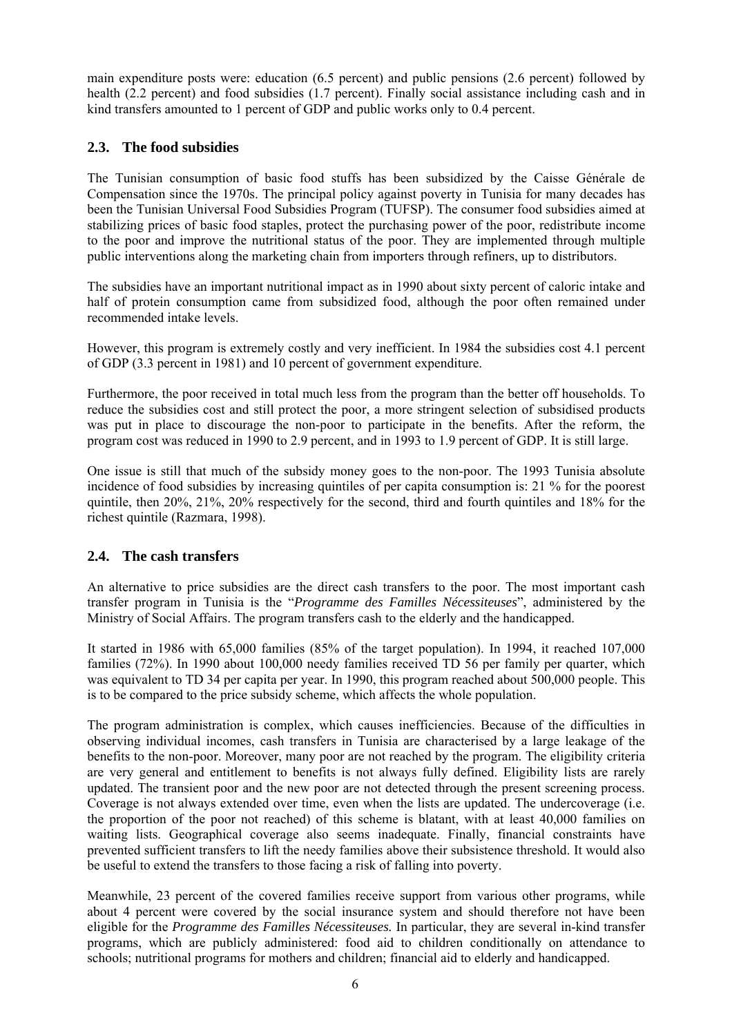main expenditure posts were: education (6.5 percent) and public pensions (2.6 percent) followed by health (2.2 percent) and food subsidies (1.7 percent). Finally social assistance including cash and in kind transfers amounted to 1 percent of GDP and public works only to 0.4 percent.

## 2.3. The food subsidies

The Tunisian consumption of basic food stuffs has been subsidized by the Caisse Générale de Compensation since the 1970s. The principal policy against poverty in Tunisia for many decades has been the Tunisian Universal Food Subsidies Program (TUFSP). The consumer food subsidies aimed at stabilizing prices of basic food staples, protect the purchasing power of the poor, redistribute income to the poor and improve the nutritional status of the poor. They are implemented through multiple public interventions along the marketing chain from importers through refiners, up to distributors.

The subsidies have an important nutritional impact as in 1990 about sixty percent of caloric intake and half of protein consumption came from subsidized food, although the poor often remained under recommended intake levels.

However, this program is extremely costly and very inefficient. In 1984 the subsidies cost 4.1 percent of GDP (3.3 percent in 1981) and 10 percent of government expenditure.

Furthermore, the poor received in total much less from the program than the better off households. To reduce the subsidies cost and still protect the poor, a more stringent selection of subsidised products was put in place to discourage the non-poor to participate in the benefits. After the reform, the program cost was reduced in 1990 to 2.9 percent, and in 1993 to 1.9 percent of GDP. It is still large.

One issue is still that much of the subsidy money goes to the non-poor. The 1993 Tunisia absolute incidence of food subsidies by increasing quintiles of per capita consumption is: 21 % for the poorest quintile, then 20%, 21%, 20% respectively for the second, third and fourth quintiles and 18% for the richest quintile (Razmara, 1998).

## 2.4. The cash transfers

An alternative to price subsidies are the direct cash transfers to the poor. The most important cash transfer program in Tunisia is the "*Programme des Familles Nécessiteuses*", administered by the Ministry of Social Affairs. The program transfers cash to the elderly and the handicapped.

It started in 1986 with 65,000 families (85% of the target population). In 1994, it reached 107,000 families (72%). In 1990 about 100,000 needy families received TD 56 per family per quarter, which was equivalent to TD 34 per capita per year. In 1990, this program reached about 500,000 people. This is to be compared to the price subsidy scheme, which affects the whole population.

The program administration is complex, which causes inefficiencies. Because of the difficulties in observing individual incomes, cash transfers in Tunisia are characterised by a large leakage of the benefits to the non-poor. Moreover, many poor are not reached by the program. The eligibility criteria are very general and entitlement to benefits is not always fully defined. Eligibility lists are rarely updated. The transient poor and the new poor are not detected through the present screening process. Coverage is not always extended over time, even when the lists are updated. The undercoverage (i.e. the proportion of the poor not reached) of this scheme is blatant, with at least 40,000 families on waiting lists. Geographical coverage also seems inadequate. Finally, financial constraints have prevented sufficient transfers to lift the needy families above their subsistence threshold. It would also be useful to extend the transfers to those facing a risk of falling into poverty.

Meanwhile, 23 percent of the covered families receive support from various other programs, while about 4 percent were covered by the social insurance system and should therefore not have been eligible for the *Programme des Familles Nécessiteuses.* In particular, they are several in-kind transfer programs, which are publicly administered: food aid to children conditionally on attendance to schools; nutritional programs for mothers and children; financial aid to elderly and handicapped.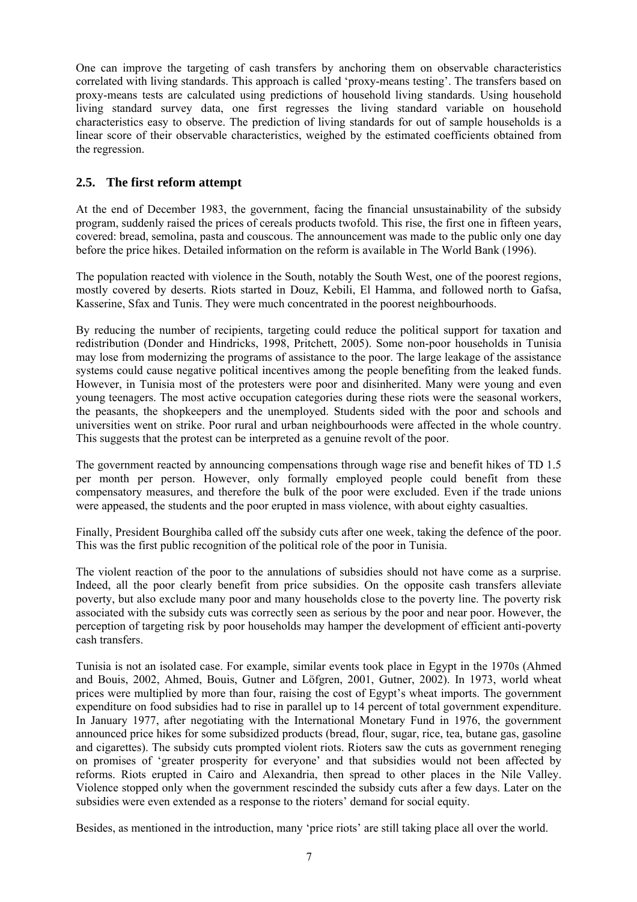One can improve the targeting of cash transfers by anchoring them on observable characteristics correlated with living standards. This approach is called 'proxy-means testing'. The transfers based on proxy-means tests are calculated using predictions of household living standards. Using household living standard survey data, one first regresses the living standard variable on household characteristics easy to observe. The prediction of living standards for out of sample households is a linear score of their observable characteristics, weighed by the estimated coefficients obtained from the regression.

## 2.5. The first reform attempt

At the end of December 1983, the government, facing the financial unsustainability of the subsidy program, suddenly raised the prices of cereals products twofold. This rise, the first one in fifteen years, covered: bread, semolina, pasta and couscous. The announcement was made to the public only one day before the price hikes. Detailed information on the reform is available in The World Bank (1996).

The population reacted with violence in the South, notably the South West, one of the poorest regions, mostly covered by deserts. Riots started in Douz, Kebili, El Hamma, and followed north to Gafsa, Kasserine, Sfax and Tunis. They were much concentrated in the poorest neighbourhoods.

By reducing the number of recipients, targeting could reduce the political support for taxation and redistribution (Donder and Hindricks, 1998, Pritchett, 2005). Some non-poor households in Tunisia may lose from modernizing the programs of assistance to the poor. The large leakage of the assistance systems could cause negative political incentives among the people benefiting from the leaked funds. However, in Tunisia most of the protesters were poor and disinherited. Many were young and even young teenagers. The most active occupation categories during these riots were the seasonal workers, the peasants, the shopkeepers and the unemployed. Students sided with the poor and schools and universities went on strike. Poor rural and urban neighbourhoods were affected in the whole country. This suggests that the protest can be interpreted as a genuine revolt of the poor.

The government reacted by announcing compensations through wage rise and benefit hikes of TD 1.5 per month per person. However, only formally employed people could benefit from these compensatory measures, and therefore the bulk of the poor were excluded. Even if the trade unions were appeased, the students and the poor erupted in mass violence, with about eighty casualties.

Finally, President Bourghiba called off the subsidy cuts after one week, taking the defence of the poor. This was the first public recognition of the political role of the poor in Tunisia.

The violent reaction of the poor to the annulations of subsidies should not have come as a surprise. Indeed, all the poor clearly benefit from price subsidies. On the opposite cash transfers alleviate poverty, but also exclude many poor and many households close to the poverty line. The poverty risk associated with the subsidy cuts was correctly seen as serious by the poor and near poor. However, the perception of targeting risk by poor households may hamper the development of efficient anti-poverty cash transfers.

Tunisia is not an isolated case. For example, similar events took place in Egypt in the 1970s (Ahmed and Bouis, 2002, Ahmed, Bouis, Gutner and Löfgren, 2001, Gutner, 2002). In 1973, world wheat prices were multiplied by more than four, raising the cost of Egypt's wheat imports. The government expenditure on food subsidies had to rise in parallel up to 14 percent of total government expenditure. In January 1977, after negotiating with the International Monetary Fund in 1976, the government announced price hikes for some subsidized products (bread, flour, sugar, rice, tea, butane gas, gasoline and cigarettes). The subsidy cuts prompted violent riots. Rioters saw the cuts as government reneging on promises of 'greater prosperity for everyone' and that subsidies would not been affected by reforms. Riots erupted in Cairo and Alexandria, then spread to other places in the Nile Valley. Violence stopped only when the government rescinded the subsidy cuts after a few days. Later on the subsidies were even extended as a response to the rioters' demand for social equity.

Besides, as mentioned in the introduction, many 'price riots' are still taking place all over the world.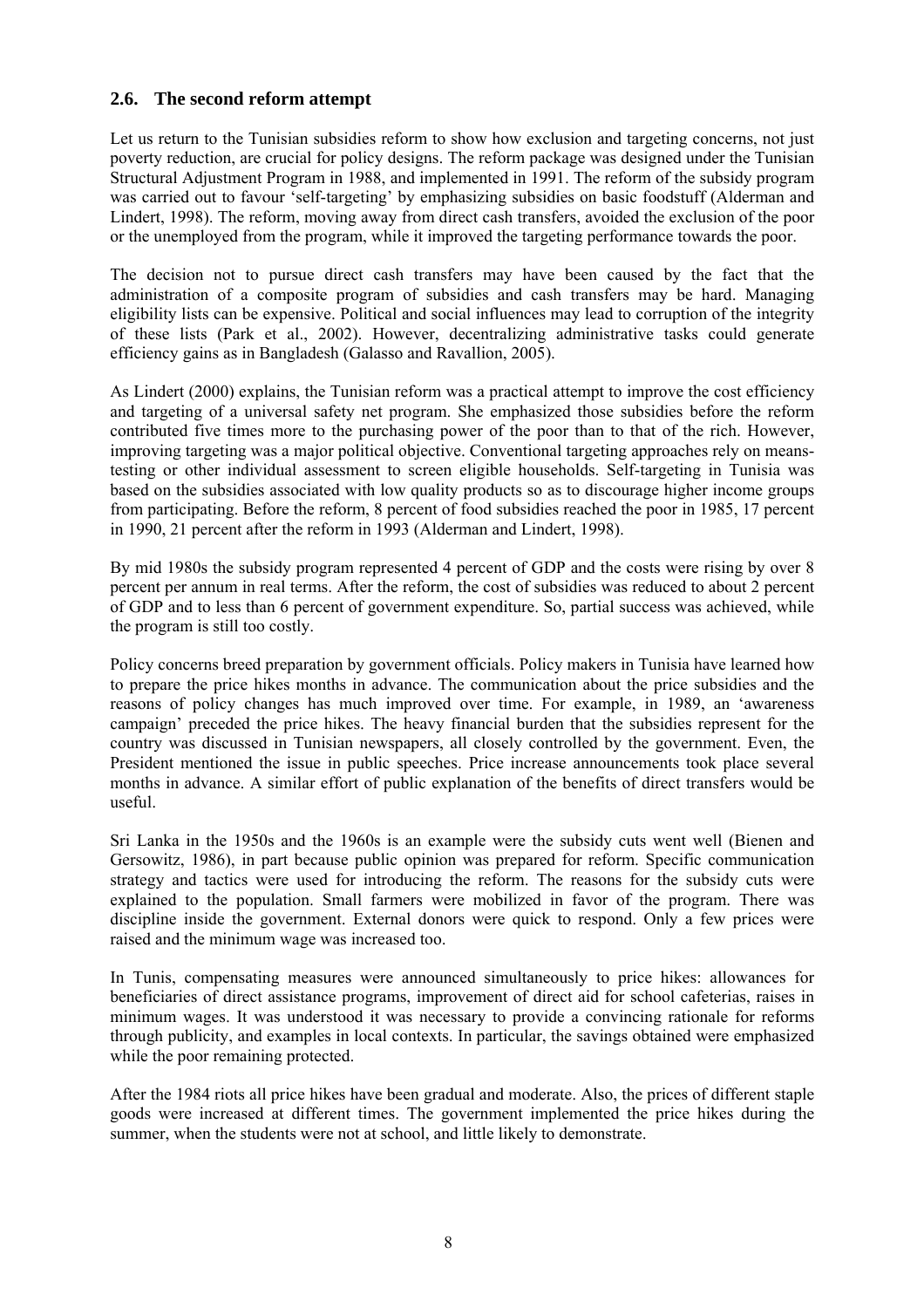## 2.6. The second reform attempt

Let us return to the Tunisian subsidies reform to show how exclusion and targeting concerns, not just poverty reduction, are crucial for policy designs. The reform package was designed under the Tunisian Structural Adjustment Program in 1988, and implemented in 1991. The reform of the subsidy program was carried out to favour 'self-targeting' by emphasizing subsidies on basic foodstuff (Alderman and Lindert, 1998). The reform, moving away from direct cash transfers, avoided the exclusion of the poor or the unemployed from the program, while it improved the targeting performance towards the poor.

The decision not to pursue direct cash transfers may have been caused by the fact that the administration of a composite program of subsidies and cash transfers may be hard. Managing eligibility lists can be expensive. Political and social influences may lead to corruption of the integrity of these lists (Park et al., 2002). However, decentralizing administrative tasks could generate efficiency gains as in Bangladesh (Galasso and Ravallion, 2005).

As Lindert (2000) explains, the Tunisian reform was a practical attempt to improve the cost efficiency and targeting of a universal safety net program. She emphasized those subsidies before the reform contributed five times more to the purchasing power of the poor than to that of the rich. However, improving targeting was a major political objective. Conventional targeting approaches rely on means-testing or other individual assessment to screen eligible households. Self-targeting in Tunisia was based on the subsidies associated with low quality products so as to discourage higher income groups from participating. Before the reform, 8 percent of food subsidies reached the poor in 1985, 17 percent in 1990, 21 percent after the reform in 1993 (Alderman and Lindert, 1998).

By mid 1980s the subsidy program represented 4 percent of GDP and the costs were rising by over 8 percent per annum in real terms. After the reform, the cost of subsidies was reduced to about 2 percent of GDP and to less than 6 percent of government expenditure. So, partial success was achieved, while the program is still too costly.

Policy concerns breed preparation by government officials. Policy makers in Tunisia have learned how to prepare the price hikes months in advance. The communication about the price subsidies and the reasons of policy changes has much improved over time. For example, in 1989, an 'awareness campaign' preceded the price hikes. The heavy financial burden that the subsidies represent for the country was discussed in Tunisian newspapers, all closely controlled by the government. Even, the President mentioned the issue in public speeches. Price increase announcements took place several months in advance. A similar effort of public explanation of the benefits of direct transfers would be useful.

Sri Lanka in the 1950s and the 1960s is an example were the subsidy cuts went well (Bienen and Gersowitz, 1986), in part because public opinion was prepared for reform. Specific communication strategy and tactics were used for introducing the reform. The reasons for the subsidy cuts were explained to the population. Small farmers were mobilized in favor of the program. There was discipline inside the government. External donors were quick to respond. Only a few prices were raised and the minimum wage was increased too.

In Tunis, compensating measures were announced simultaneously to price hikes: allowances for beneficiaries of direct assistance programs, improvement of direct aid for school cafeterias, raises in minimum wages. It was understood it was necessary to provide a convincing rationale for reforms through publicity, and examples in local contexts. In particular, the savings obtained were emphasized while the poor remaining protected.

After the 1984 riots all price hikes have been gradual and moderate. Also, the prices of different staple goods were increased at different times. The government implemented the price hikes during the summer, when the students were not at school, and little likely to demonstrate.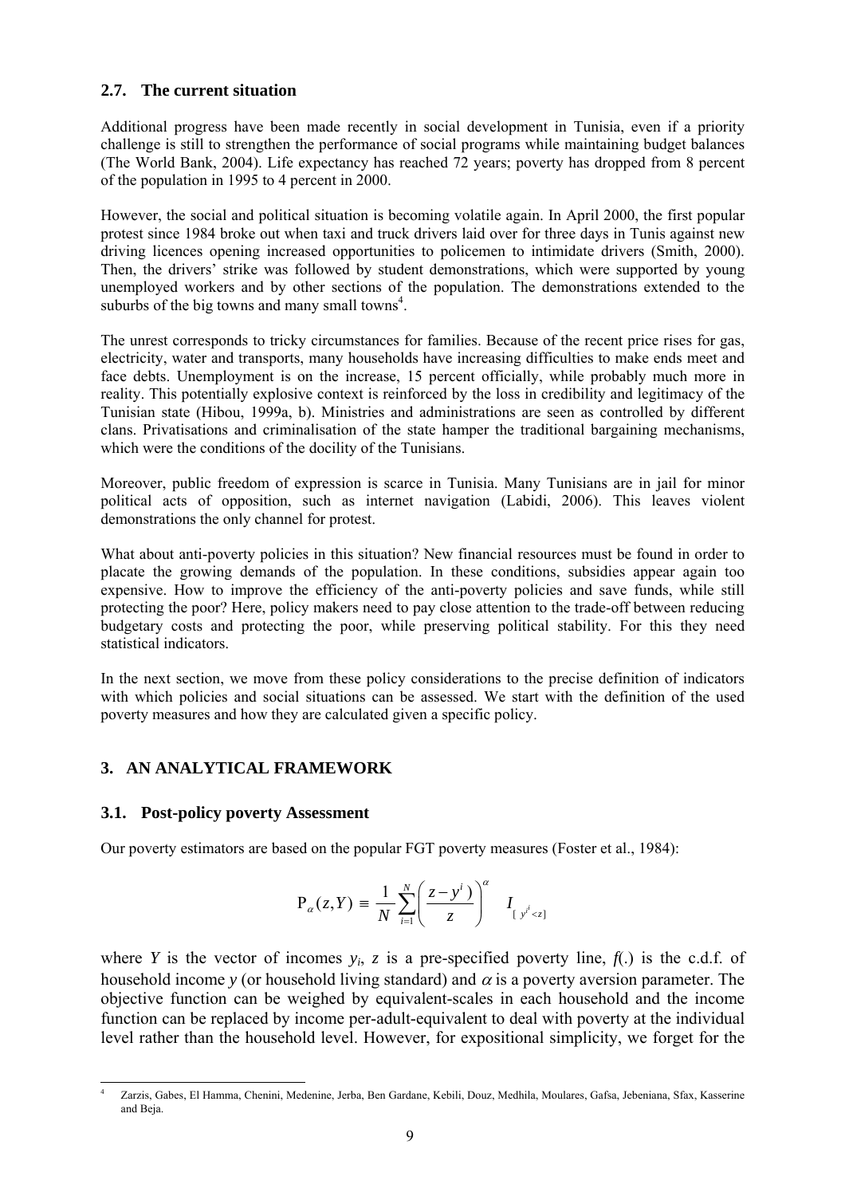### 2.7. The current situation

Additional progress have been made recently in social development in Tunisia, even if a priority challenge is still to strengthen the performance of social programs while maintaining budget balances (The World Bank, 2004). Life expectancy has reached 72 years; poverty has dropped from 8 percent of the population in 1995 to 4 percent in 2000.

However, the social and political situation is becoming volatile again. In April 2000, the first popular protest since 1984 broke out when taxi and truck drivers laid over for three days in Tunis against new driving licences opening increased opportunities to policemen to intimidate drivers (Smith, 2000). Then, the drivers' strike was followed by student demonstrations, which were supported by young unemployed workers and by other sections of the population. The demonstrations extended to the suburbs of the big towns and many small towns[4].

The unrest corresponds to tricky circumstances for families. Because of the recent price rises for gas, electricity, water and transports, many households have increasing difficulties to make ends meet and face debts. Unemployment is on the increase, 15 percent officially, while probably much more in reality. This potentially explosive context is reinforced by the loss in credibility and legitimacy of the Tunisian state (Hibou, 1999a, b). Ministries and administrations are seen as controlled by different clans. Privatisations and criminalisation of the state hamper the traditional bargaining mechanisms, which were the conditions of the docility of the Tunisians.

Moreover, public freedom of expression is scarce in Tunisia. Many Tunisians are in jail for minor political acts of opposition, such as internet navigation (Labidi, 2006). This leaves violent demonstrations the only channel for protest.

What about anti-poverty policies in this situation? New financial resources must be found in order to placate the growing demands of the population. In these conditions, subsidies appear again too expensive. How to improve the efficiency of the anti-poverty policies and save funds, while still protecting the poor? Here, policy makers need to pay close attention to the trade-off between reducing budgetary costs and protecting the poor, while preserving political stability. For this they need statistical indicators.

In the next section, we move from these policy considerations to the precise definition of indicators with which policies and social situations can be assessed. We start with the definition of the used poverty measures and how they are calculated given a specific policy.

## 3. AN ANALYTICAL FRAMEWORK

### 3.1. Post-policy poverty Assessment

Our poverty estimators are based on the popular FGT poverty measures (Foster et al., 1984):

$$\mathrm{P}_{\alpha}(z,Y) \equiv \frac{1}{N}\sum_{i=1}^{N}\left(\frac{z-y^{i})}{z}\right)^{\alpha} \quad I_{[\,y^{i^{i}}<z]}$$

where $Y$ is the vector of incomes $y_i$, $z$ is a pre-specified poverty line, $f(.)$ is the c.d.f. of household income $y$ (or household living standard) and $\alpha$ is a poverty aversion parameter. The objective function can be weighed by equivalent-scales in each household and the income function can be replaced by income per-adult-equivalent to deal with poverty at the individual level rather than the household level. However, for expositional simplicity, we forget for the

[4] Zarzis, Gabes, El Hamma, Chenini, Medenine, Jerba, Ben Gardane, Kebili, Douz, Medhila, Moulares, Gafsa, Jebeniana, Sfax, Kasserine and Beja.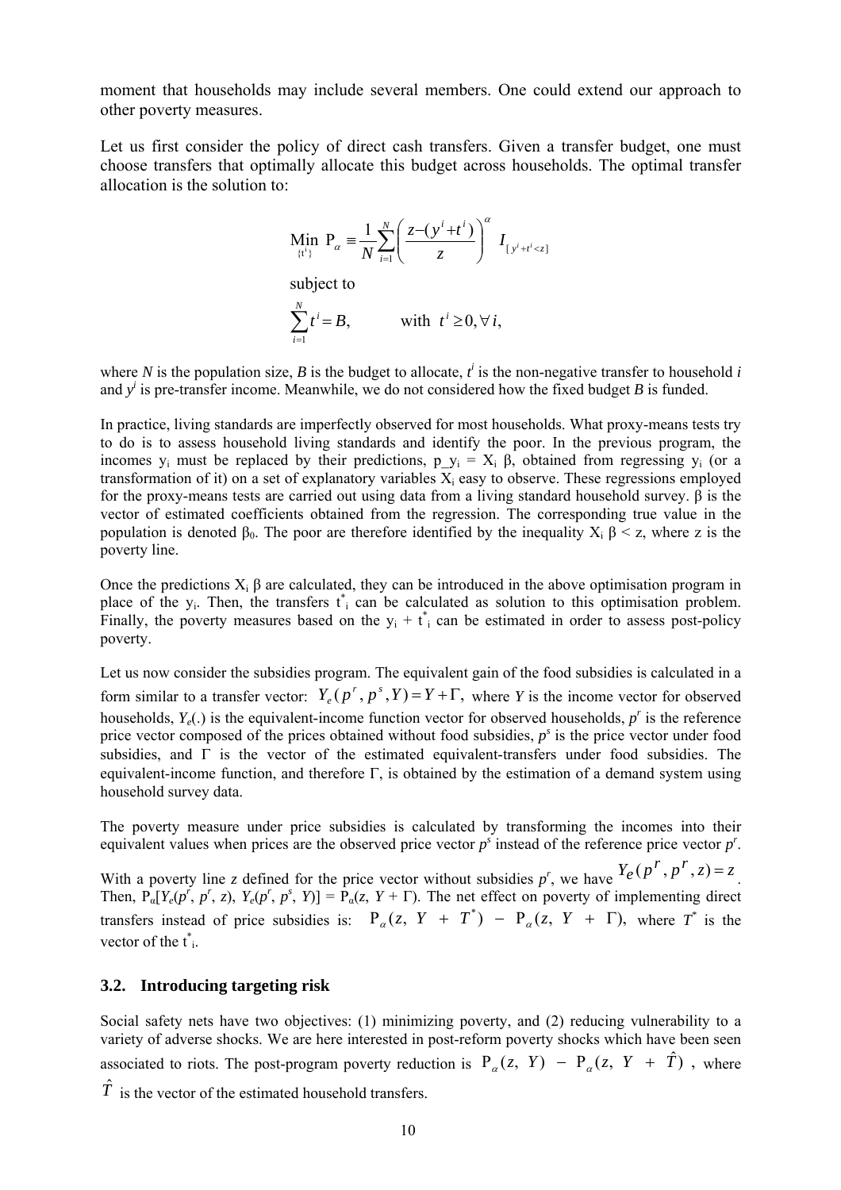moment that households may include several members. One could extend our approach to other poverty measures.

Let us first consider the policy of direct cash transfers. Given a transfer budget, one must choose transfers that optimally allocate this budget across households. The optimal transfer allocation is the solution to:

$$\underset{\{t^i\}}{\text{Min}}\ \mathrm{P}_\alpha \equiv \frac{1}{N}\sum_{i=1}^{N}\left(\frac{z-(y^i+t^i)}{z}\right)^{\alpha} I_{[y^i+t^i<z]}$$

subject to

$$\sum_{i=1}^{N} t^i = B, \qquad \text{with } t^i \geq 0, \forall i,$$

where $N$ is the population size, $B$ is the budget to allocate, $t^i$ is the non-negative transfer to household $i$ and $y^i$ is pre-transfer income. Meanwhile, we do not considered how the fixed budget $B$ is funded.

In practice, living standards are imperfectly observed for most households. What proxy-means tests try to do is to assess household living standards and identify the poor. In the previous program, the incomes $y_i$ must be replaced by their predictions, $p\_y_i = X_i\,\beta$, obtained from regressing $y_i$ (or a transformation of it) on a set of explanatory variables $X_i$ easy to observe. These regressions employed for the proxy-means tests are carried out using data from a living standard household survey. $\beta$ is the vector of estimated coefficients obtained from the regression. The corresponding true value in the population is denoted $\beta_0$. The poor are therefore identified by the inequality $X_i\,\beta < z$, where z is the poverty line.

Once the predictions $X_i\,\beta$ are calculated, they can be introduced in the above optimisation program in place of the $y_i$. Then, the transfers $t^*_i$ can be calculated as solution to this optimisation problem. Finally, the poverty measures based on the $y_i + t^*_i$ can be estimated in order to assess post-policy poverty.

Let us now consider the subsidies program. The equivalent gain of the food subsidies is calculated in a form similar to a transfer vector: $Y_e(p^r, p^s, Y) = Y + \Gamma,$ where $Y$ is the income vector for observed households, $Y_e(.)$ is the equivalent-income function vector for observed households, $p^r$ is the reference price vector composed of the prices obtained without food subsidies, $p^s$ is the price vector under food subsidies, and $\Gamma$ is the vector of the estimated equivalent-transfers under food subsidies. The equivalent-income function, and therefore $\Gamma$, is obtained by the estimation of a demand system using household survey data.

The poverty measure under price subsidies is calculated by transforming the incomes into their equivalent values when prices are the observed price vector $p^s$ instead of the reference price vector $p^r$. With a poverty line $z$ defined for the price vector without subsidies $p^r$, we have $Y_e(p^r, p^r, z) = z$. Then, $\mathrm{P}_\alpha[Y_e(p^r, p^r, z), Y_e(p^r, p^s, Y)] = \mathrm{P}_\alpha(z, Y + \Gamma)$. The net effect on poverty of implementing direct transfers instead of price subsidies is: $\mathrm{P}_\alpha(z,\ Y\ +\ T^*)\ -\ \mathrm{P}_\alpha(z,\ Y\ +\ \Gamma),$ where $T^*$ is the vector of the $t^*_i$.

### 3.2. Introducing targeting risk

Social safety nets have two objectives: (1) minimizing poverty, and (2) reducing vulnerability to a variety of adverse shocks. We are here interested in post-reform poverty shocks which have been seen associated to riots. The post-program poverty reduction is $\mathrm{P}_\alpha(z,\ Y)\ -\ \mathrm{P}_\alpha(z,\ Y\ +\ \hat{T})$, where $\hat{T}$ is the vector of the estimated household transfers.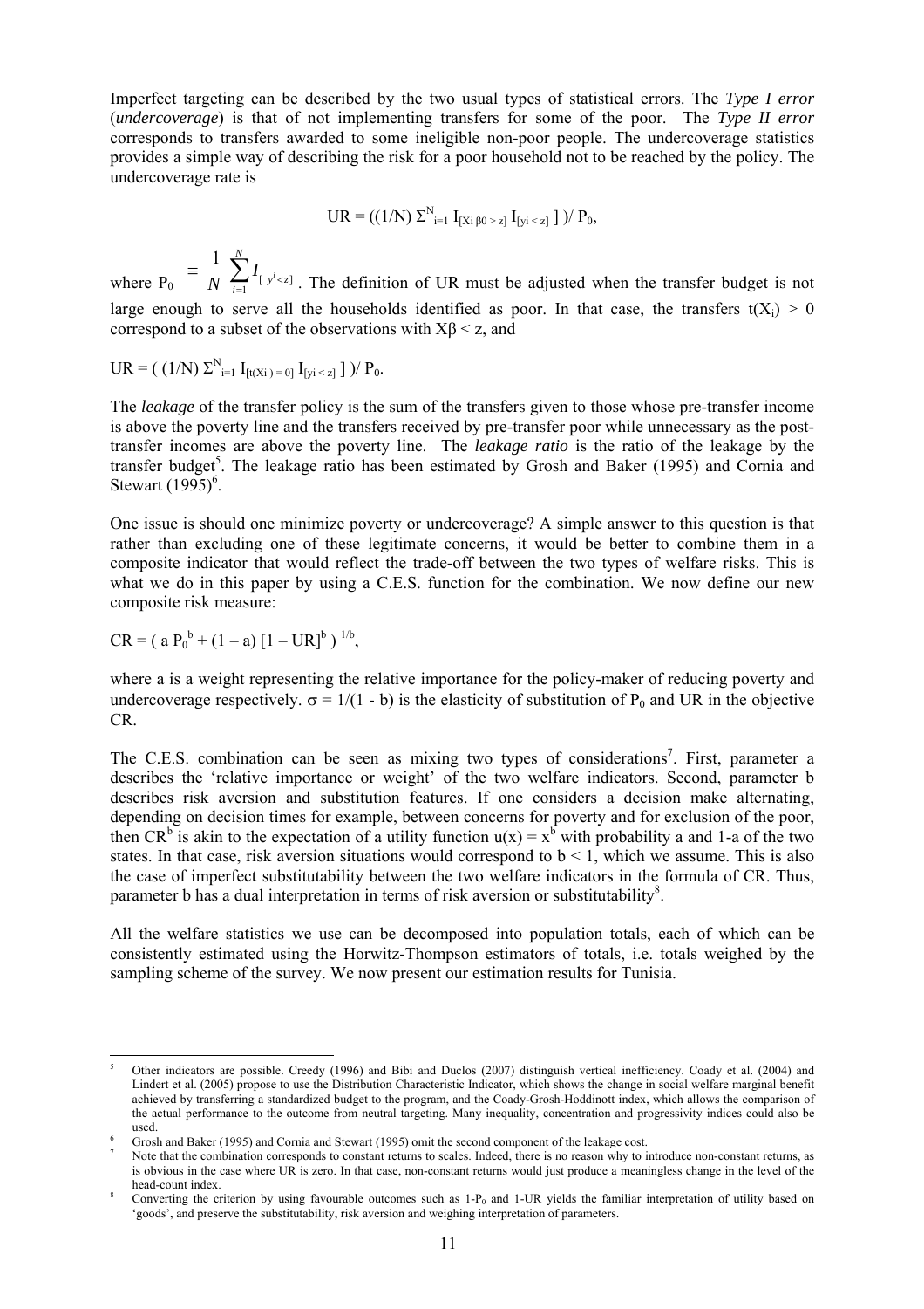Imperfect targeting can be described by the two usual types of statistical errors. The *Type I error* (*undercoverage*) is that of not implementing transfers for some of the poor. The *Type II error* corresponds to transfers awarded to some ineligible non-poor people. The undercoverage statistics provides a simple way of describing the risk for a poor household not to be reached by the policy. The undercoverage rate is

$$UR = \left( (1/N)\ \Sigma^{N}_{i=1}\ I_{[X_i \beta_0 > z]}\ I_{[y_i < z]} \right) / P_0,$$

where $P_0 \equiv \frac{1}{N}\sum_{i=1}^{N} I_{[y^i < z]}$. The definition of UR must be adjusted when the transfer budget is not large enough to serve all the households identified as poor. In that case, the transfers $t(X_i) > 0$ correspond to a subset of the observations with $X\beta < z$, and

$$UR = \left( (1/N)\ \Sigma^{N}_{i=1}\ I_{[t(X_i) = 0]}\ I_{[y_i < z]} \right) / P_0.$$

The *leakage* of the transfer policy is the sum of the transfers given to those whose pre-transfer income is above the poverty line and the transfers received by pre-transfer poor while unnecessary as the post-transfer incomes are above the poverty line. The *leakage ratio* is the ratio of the leakage by the transfer budget[5]. The leakage ratio has been estimated by Grosh and Baker (1995) and Cornia and Stewart (1995)[6].

One issue is should one minimize poverty or undercoverage? A simple answer to this question is that rather than excluding one of these legitimate concerns, it would be better to combine them in a composite indicator that would reflect the trade-off between the two types of welfare risks. This is what we do in this paper by using a C.E.S. function for the combination. We now define our new composite risk measure:

$$CR = \left( a\, P_0^{\,b} + (1 - a)\, [1 - UR]^{b} \right)^{1/b},$$

where a is a weight representing the relative importance for the policy-maker of reducing poverty and undercoverage respectively. $\sigma = 1/(1 - b)$ is the elasticity of substitution of $P_0$ and UR in the objective CR.

The C.E.S. combination can be seen as mixing two types of considerations[7]. First, parameter a describes the 'relative importance or weight' of the two welfare indicators. Second, parameter b describes risk aversion and substitution features. If one considers a decision make alternating, depending on decision times for example, between concerns for poverty and for exclusion of the poor, then $CR^b$ is akin to the expectation of a utility function $u(x) = x^b$ with probability a and 1-a of the two states. In that case, risk aversion situations would correspond to $b < 1$, which we assume. This is also the case of imperfect substitutability between the two welfare indicators in the formula of CR. Thus, parameter b has a dual interpretation in terms of risk aversion or substitutability[8].

All the welfare statistics we use can be decomposed into population totals, each of which can be consistently estimated using the Horwitz-Thompson estimators of totals, i.e. totals weighed by the sampling scheme of the survey. We now present our estimation results for Tunisia.

---

[5] Other indicators are possible. Creedy (1996) and Bibi and Duclos (2007) distinguish vertical inefficiency. Coady et al. (2004) and Lindert et al. (2005) propose to use the Distribution Characteristic Indicator, which shows the change in social welfare marginal benefit achieved by transferring a standardized budget to the program, and the Coady-Grosh-Hoddinott index, which allows the comparison of the actual performance to the outcome from neutral targeting. Many inequality, concentration and progressivity indices could also be used.

[6] Grosh and Baker (1995) and Cornia and Stewart (1995) omit the second component of the leakage cost.

[7] Note that the combination corresponds to constant returns to scales. Indeed, there is no reason why to introduce non-constant returns, as is obvious in the case where UR is zero. In that case, non-constant returns would just produce a meaningless change in the level of the head-count index.

[8] Converting the criterion by using favourable outcomes such as $1\text{-}P_0$ and 1-UR yields the familiar interpretation of utility based on 'goods', and preserve the substitutability, risk aversion and weighing interpretation of parameters.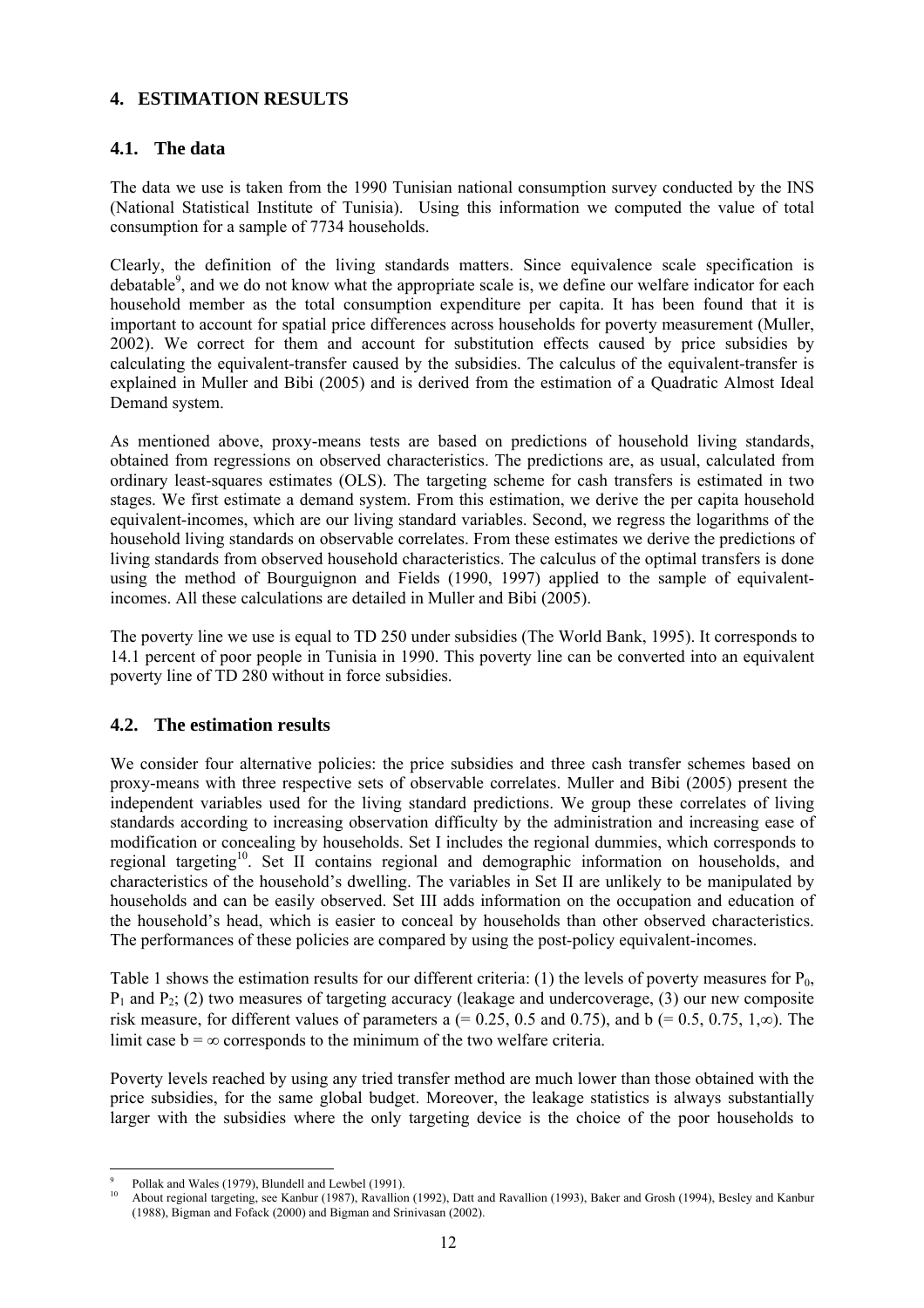## 4. ESTIMATION RESULTS

### 4.1. The data

The data we use is taken from the 1990 Tunisian national consumption survey conducted by the INS (National Statistical Institute of Tunisia). Using this information we computed the value of total consumption for a sample of 7734 households.

Clearly, the definition of the living standards matters. Since equivalence scale specification is debatable[9], and we do not know what the appropriate scale is, we define our welfare indicator for each household member as the total consumption expenditure per capita. It has been found that it is important to account for spatial price differences across households for poverty measurement (Muller, 2002). We correct for them and account for substitution effects caused by price subsidies by calculating the equivalent-transfer caused by the subsidies. The calculus of the equivalent-transfer is explained in Muller and Bibi (2005) and is derived from the estimation of a Quadratic Almost Ideal Demand system.

As mentioned above, proxy-means tests are based on predictions of household living standards, obtained from regressions on observed characteristics. The predictions are, as usual, calculated from ordinary least-squares estimates (OLS). The targeting scheme for cash transfers is estimated in two stages. We first estimate a demand system. From this estimation, we derive the per capita household equivalent-incomes, which are our living standard variables. Second, we regress the logarithms of the household living standards on observable correlates. From these estimates we derive the predictions of living standards from observed household characteristics. The calculus of the optimal transfers is done using the method of Bourguignon and Fields (1990, 1997) applied to the sample of equivalent-incomes. All these calculations are detailed in Muller and Bibi (2005).

The poverty line we use is equal to TD 250 under subsidies (The World Bank, 1995). It corresponds to 14.1 percent of poor people in Tunisia in 1990. This poverty line can be converted into an equivalent poverty line of TD 280 without in force subsidies.

### 4.2. The estimation results

We consider four alternative policies: the price subsidies and three cash transfer schemes based on proxy-means with three respective sets of observable correlates. Muller and Bibi (2005) present the independent variables used for the living standard predictions. We group these correlates of living standards according to increasing observation difficulty by the administration and increasing ease of modification or concealing by households. Set I includes the regional dummies, which corresponds to regional targeting[10]. Set II contains regional and demographic information on households, and characteristics of the household's dwelling. The variables in Set II are unlikely to be manipulated by households and can be easily observed. Set III adds information on the occupation and education of the household's head, which is easier to conceal by households than other observed characteristics. The performances of these policies are compared by using the post-policy equivalent-incomes.

Table 1 shows the estimation results for our different criteria: (1) the levels of poverty measures for $P_0$, $P_1$ and $P_2$; (2) two measures of targeting accuracy (leakage and undercoverage, (3) our new composite risk measure, for different values of parameters a (= 0.25, 0.5 and 0.75), and b (= 0.5, 0.75, 1,$\infty$). The limit case b = $\infty$ corresponds to the minimum of the two welfare criteria.

Poverty levels reached by using any tried transfer method are much lower than those obtained with the price subsidies, for the same global budget. Moreover, the leakage statistics is always substantially larger with the subsidies where the only targeting device is the choice of the poor households to

---

[9] Pollak and Wales (1979), Blundell and Lewbel (1991).

[10] About regional targeting, see Kanbur (1987), Ravallion (1992), Datt and Ravallion (1993), Baker and Grosh (1994), Besley and Kanbur (1988), Bigman and Fofack (2000) and Bigman and Srinivasan (2002).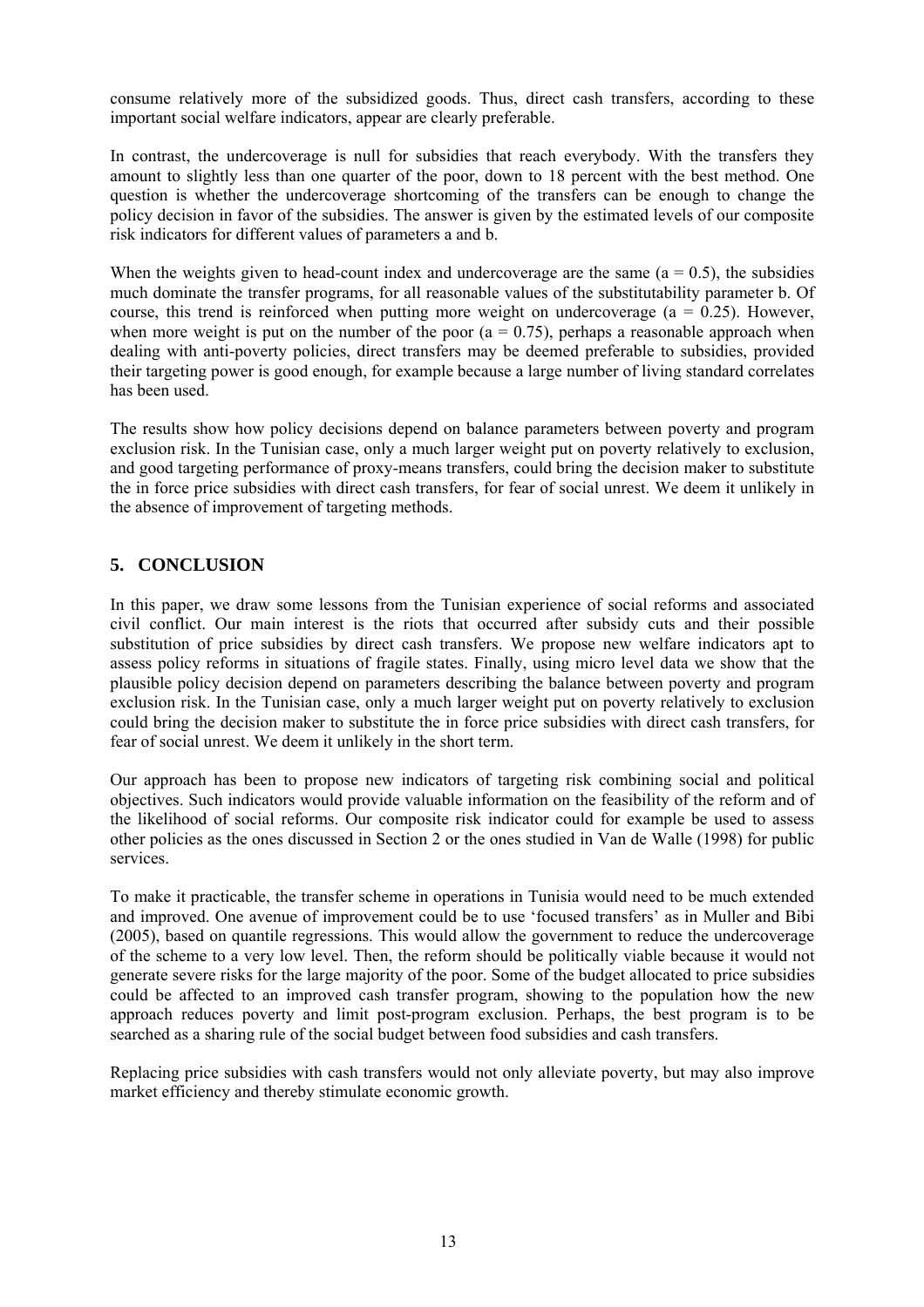consume relatively more of the subsidized goods. Thus, direct cash transfers, according to these important social welfare indicators, appear are clearly preferable.

In contrast, the undercoverage is null for subsidies that reach everybody. With the transfers they amount to slightly less than one quarter of the poor, down to 18 percent with the best method. One question is whether the undercoverage shortcoming of the transfers can be enough to change the policy decision in favor of the subsidies. The answer is given by the estimated levels of our composite risk indicators for different values of parameters a and b.

When the weights given to head-count index and undercoverage are the same (a = 0.5), the subsidies much dominate the transfer programs, for all reasonable values of the substitutability parameter b. Of course, this trend is reinforced when putting more weight on undercoverage (a = 0.25). However, when more weight is put on the number of the poor (a = 0.75), perhaps a reasonable approach when dealing with anti-poverty policies, direct transfers may be deemed preferable to subsidies, provided their targeting power is good enough, for example because a large number of living standard correlates has been used.

The results show how policy decisions depend on balance parameters between poverty and program exclusion risk. In the Tunisian case, only a much larger weight put on poverty relatively to exclusion, and good targeting performance of proxy-means transfers, could bring the decision maker to substitute the in force price subsidies with direct cash transfers, for fear of social unrest. We deem it unlikely in the absence of improvement of targeting methods.

## 5. CONCLUSION

In this paper, we draw some lessons from the Tunisian experience of social reforms and associated civil conflict. Our main interest is the riots that occurred after subsidy cuts and their possible substitution of price subsidies by direct cash transfers. We propose new welfare indicators apt to assess policy reforms in situations of fragile states. Finally, using micro level data we show that the plausible policy decision depend on parameters describing the balance between poverty and program exclusion risk. In the Tunisian case, only a much larger weight put on poverty relatively to exclusion could bring the decision maker to substitute the in force price subsidies with direct cash transfers, for fear of social unrest. We deem it unlikely in the short term.

Our approach has been to propose new indicators of targeting risk combining social and political objectives. Such indicators would provide valuable information on the feasibility of the reform and of the likelihood of social reforms. Our composite risk indicator could for example be used to assess other policies as the ones discussed in Section 2 or the ones studied in Van de Walle (1998) for public services.

To make it practicable, the transfer scheme in operations in Tunisia would need to be much extended and improved. One avenue of improvement could be to use 'focused transfers' as in Muller and Bibi (2005), based on quantile regressions. This would allow the government to reduce the undercoverage of the scheme to a very low level. Then, the reform should be politically viable because it would not generate severe risks for the large majority of the poor. Some of the budget allocated to price subsidies could be affected to an improved cash transfer program, showing to the population how the new approach reduces poverty and limit post-program exclusion. Perhaps, the best program is to be searched as a sharing rule of the social budget between food subsidies and cash transfers.

Replacing price subsidies with cash transfers would not only alleviate poverty, but may also improve market efficiency and thereby stimulate economic growth.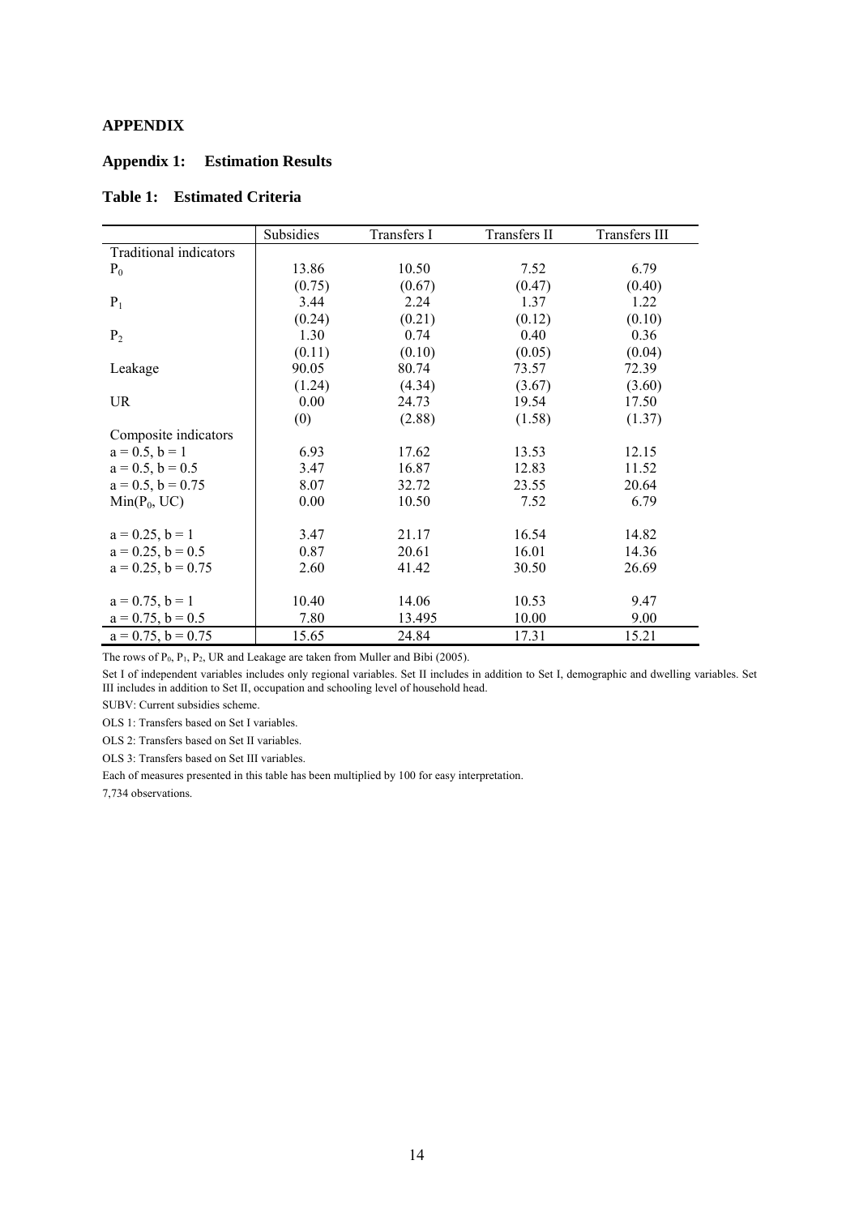## APPENDIX

### Appendix 1: Estimation Results

### Table 1: Estimated Criteria

| | Subsidies | Transfers I | Transfers II | Transfers III |
|---|---|---|---|---|
| Traditional indicators | | | | |
| $P_0$ | 13.86 | 10.50 | 7.52 | 6.79 |
| | (0.75) | (0.67) | (0.47) | (0.40) |
| $P_1$ | 3.44 | 2.24 | 1.37 | 1.22 |
| | (0.24) | (0.21) | (0.12) | (0.10) |
| $P_2$ | 1.30 | 0.74 | 0.40 | 0.36 |
| | (0.11) | (0.10) | (0.05) | (0.04) |
| Leakage | 90.05 | 80.74 | 73.57 | 72.39 |
| | (1.24) | (4.34) | (3.67) | (3.60) |
| UR | 0.00 | 24.73 | 19.54 | 17.50 |
| | (0) | (2.88) | (1.58) | (1.37) |
| Composite indicators | | | | |
| $a = 0.5$, $b = 1$ | 6.93 | 17.62 | 13.53 | 12.15 |
| $a = 0.5$, $b = 0.5$ | 3.47 | 16.87 | 12.83 | 11.52 |
| $a = 0.5$, $b = 0.75$ | 8.07 | 32.72 | 23.55 | 20.64 |
| $\text{Min}(P_0, \text{UC})$ | 0.00 | 10.50 | 7.52 | 6.79 |
| $a = 0.25$, $b = 1$ | 3.47 | 21.17 | 16.54 | 14.82 |
| $a = 0.25$, $b = 0.5$ | 0.87 | 20.61 | 16.01 | 14.36 |
| $a = 0.25$, $b = 0.75$ | 2.60 | 41.42 | 30.50 | 26.69 |
| $a = 0.75$, $b = 1$ | 10.40 | 14.06 | 10.53 | 9.47 |
| $a = 0.75$, $b = 0.5$ | 7.80 | 13.495 | 10.00 | 9.00 |
| $a = 0.75$, $b = 0.75$ | 15.65 | 24.84 | 17.31 | 15.21 |

The rows of $P_0$, $P_1$, $P_2$, UR and Leakage are taken from Muller and Bibi (2005).

Set I of independent variables includes only regional variables. Set II includes in addition to Set I, demographic and dwelling variables. Set III includes in addition to Set II, occupation and schooling level of household head.

SUBV: Current subsidies scheme.

OLS 1: Transfers based on Set I variables.

OLS 2: Transfers based on Set II variables.

OLS 3: Transfers based on Set III variables.

Each of measures presented in this table has been multiplied by 100 for easy interpretation.

7,734 observations.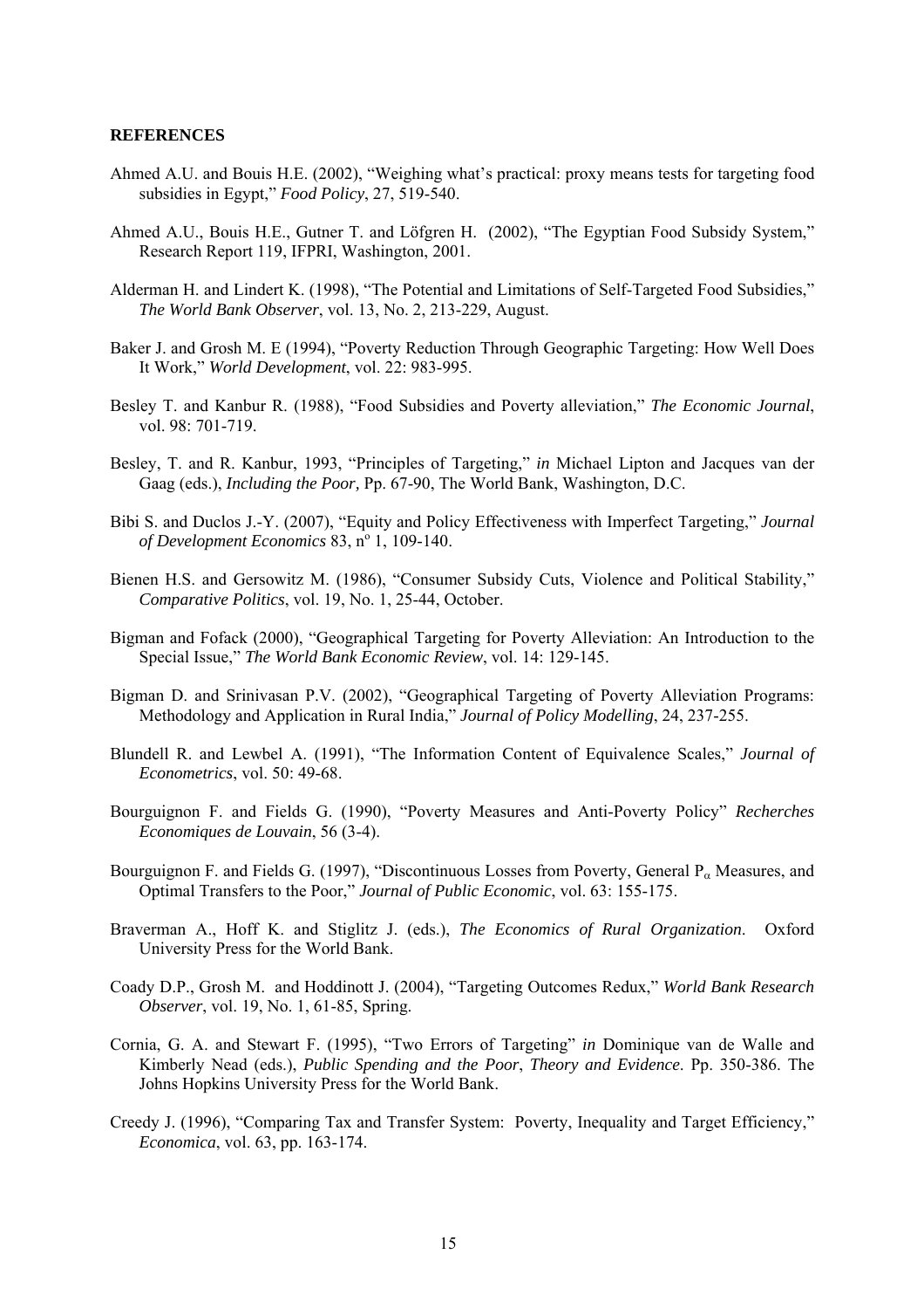## REFERENCES

Ahmed A.U. and Bouis H.E. (2002), "Weighing what's practical: proxy means tests for targeting food subsidies in Egypt," *Food Policy*, 27, 519-540.

Ahmed A.U., Bouis H.E., Gutner T. and Löfgren H. (2002), "The Egyptian Food Subsidy System," Research Report 119, IFPRI, Washington, 2001.

Alderman H. and Lindert K. (1998), "The Potential and Limitations of Self-Targeted Food Subsidies," *The World Bank Observer*, vol. 13, No. 2, 213-229, August.

Baker J. and Grosh M. E (1994), "Poverty Reduction Through Geographic Targeting: How Well Does It Work," *World Development*, vol. 22: 983-995.

Besley T. and Kanbur R. (1988), "Food Subsidies and Poverty alleviation," *The Economic Journal*, vol. 98: 701-719.

Besley, T. and R. Kanbur, 1993, "Principles of Targeting," *in* Michael Lipton and Jacques van der Gaag (eds.), *Including the Poor,* Pp. 67-90, The World Bank, Washington, D.C.

Bibi S. and Duclos J.-Y. (2007), "Equity and Policy Effectiveness with Imperfect Targeting," *Journal of Development Economics* 83, n° 1, 109-140.

Bienen H.S. and Gersowitz M. (1986), "Consumer Subsidy Cuts, Violence and Political Stability," *Comparative Politics*, vol. 19, No. 1, 25-44, October.

Bigman and Fofack (2000), "Geographical Targeting for Poverty Alleviation: An Introduction to the Special Issue," *The World Bank Economic Review*, vol. 14: 129-145.

Bigman D. and Srinivasan P.V. (2002), "Geographical Targeting of Poverty Alleviation Programs: Methodology and Application in Rural India," *Journal of Policy Modelling*, 24, 237-255.

Blundell R. and Lewbel A. (1991), "The Information Content of Equivalence Scales," *Journal of Econometrics*, vol. 50: 49-68.

Bourguignon F. and Fields G. (1990), "Poverty Measures and Anti-Poverty Policy" *Recherches Economiques de Louvain*, 56 (3-4).

Bourguignon F. and Fields G. (1997), "Discontinuous Losses from Poverty, General $P_{\alpha}$ Measures, and Optimal Transfers to the Poor," *Journal of Public Economic*, vol. 63: 155-175.

Braverman A., Hoff K. and Stiglitz J. (eds.), *The Economics of Rural Organization*. Oxford University Press for the World Bank.

Coady D.P., Grosh M. and Hoddinott J. (2004), "Targeting Outcomes Redux," *World Bank Research Observer*, vol. 19, No. 1, 61-85, Spring.

Cornia, G. A. and Stewart F. (1995), "Two Errors of Targeting" *in* Dominique van de Walle and Kimberly Nead (eds.), *Public Spending and the Poor*, *Theory and Evidence*. Pp. 350-386. The Johns Hopkins University Press for the World Bank.

Creedy J. (1996), "Comparing Tax and Transfer System: Poverty, Inequality and Target Efficiency," *Economica*, vol. 63, pp. 163-174.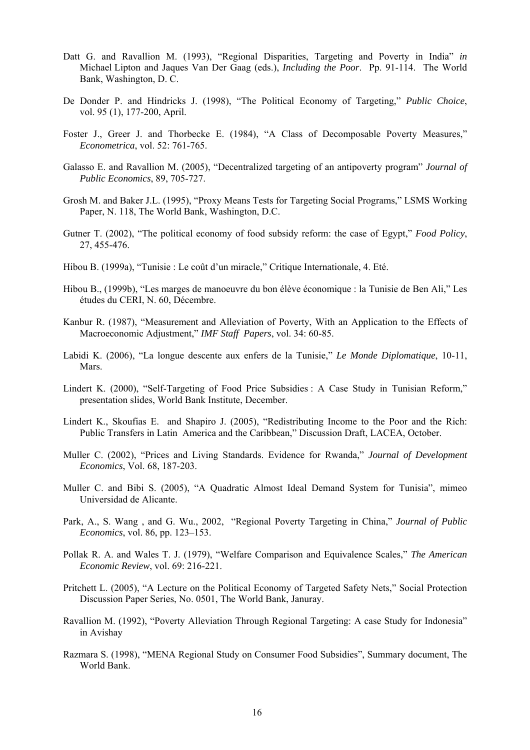Datt G. and Ravallion M. (1993), "Regional Disparities, Targeting and Poverty in India" *in* Michael Lipton and Jaques Van Der Gaag (eds.), *Including the Poor*. Pp. 91-114. The World Bank, Washington, D. C.

De Donder P. and Hindricks J. (1998), "The Political Economy of Targeting," *Public Choice*, vol. 95 (1), 177-200, April.

Foster J., Greer J. and Thorbecke E. (1984), "A Class of Decomposable Poverty Measures," *Econometrica*, vol. 52: 761-765.

Galasso E. and Ravallion M. (2005), "Decentralized targeting of an antipoverty program" *Journal of Public Economics*, 89, 705-727.

Grosh M. and Baker J.L. (1995), "Proxy Means Tests for Targeting Social Programs," LSMS Working Paper, N. 118, The World Bank, Washington, D.C.

Gutner T. (2002), "The political economy of food subsidy reform: the case of Egypt," *Food Policy*, 27, 455-476.

Hibou B. (1999a), "Tunisie : Le coût d'un miracle," Critique Internationale, 4. Eté.

Hibou B., (1999b), "Les marges de manoeuvre du bon élève économique : la Tunisie de Ben Ali," Les études du CERI, N. 60, Décembre.

Kanbur R. (1987), "Measurement and Alleviation of Poverty, With an Application to the Effects of Macroeconomic Adjustment," *IMF Staff Papers*, vol. 34: 60-85.

Labidi K. (2006), "La longue descente aux enfers de la Tunisie," *Le Monde Diplomatique*, 10-11, Mars.

Lindert K. (2000), "Self-Targeting of Food Price Subsidies : A Case Study in Tunisian Reform," presentation slides, World Bank Institute, December.

Lindert K., Skoufias E. and Shapiro J. (2005), "Redistributing Income to the Poor and the Rich: Public Transfers in Latin America and the Caribbean," Discussion Draft, LACEA, October.

Muller C. (2002), "Prices and Living Standards. Evidence for Rwanda," *Journal of Development Economics*, Vol. 68, 187-203.

Muller C. and Bibi S. (2005), "A Quadratic Almost Ideal Demand System for Tunisia", mimeo Universidad de Alicante.

Park, A., S. Wang , and G. Wu., 2002, "Regional Poverty Targeting in China," *Journal of Public Economics*, vol. 86, pp. 123–153.

Pollak R. A. and Wales T. J. (1979), "Welfare Comparison and Equivalence Scales," *The American Economic Review*, vol. 69: 216-221.

Pritchett L. (2005), "A Lecture on the Political Economy of Targeted Safety Nets," Social Protection Discussion Paper Series, No. 0501, The World Bank, Januray.

Ravallion M. (1992), "Poverty Alleviation Through Regional Targeting: A case Study for Indonesia" in Avishay

Razmara S. (1998), "MENA Regional Study on Consumer Food Subsidies", Summary document, The World Bank.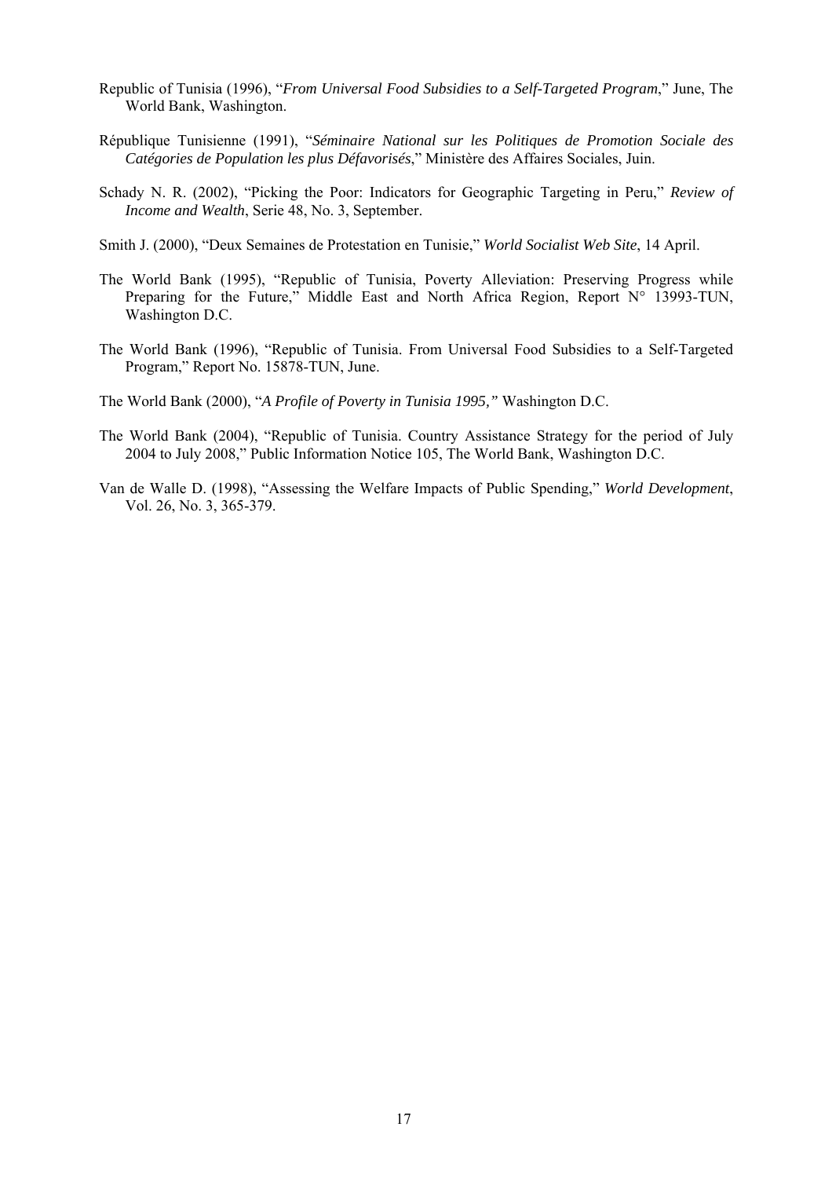Republic of Tunisia (1996), "*From Universal Food Subsidies to a Self-Targeted Program*," June, The World Bank, Washington.

République Tunisienne (1991), "*Séminaire National sur les Politiques de Promotion Sociale des Catégories de Population les plus Défavorisés*," Ministère des Affaires Sociales, Juin.

Schady N. R. (2002), "Picking the Poor: Indicators for Geographic Targeting in Peru," *Review of Income and Wealth*, Serie 48, No. 3, September.

Smith J. (2000), "Deux Semaines de Protestation en Tunisie," *World Socialist Web Site*, 14 April.

The World Bank (1995), "Republic of Tunisia, Poverty Alleviation: Preserving Progress while Preparing for the Future," Middle East and North Africa Region, Report N° 13993-TUN, Washington D.C.

The World Bank (1996), "Republic of Tunisia. From Universal Food Subsidies to a Self-Targeted Program," Report No. 15878-TUN, June.

The World Bank (2000), "*A Profile of Poverty in Tunisia 1995,"* Washington D.C.

The World Bank (2004), "Republic of Tunisia. Country Assistance Strategy for the period of July 2004 to July 2008," Public Information Notice 105, The World Bank, Washington D.C.

Van de Walle D. (1998), "Assessing the Welfare Impacts of Public Spending," *World Development*, Vol. 26, No. 3, 365-379.